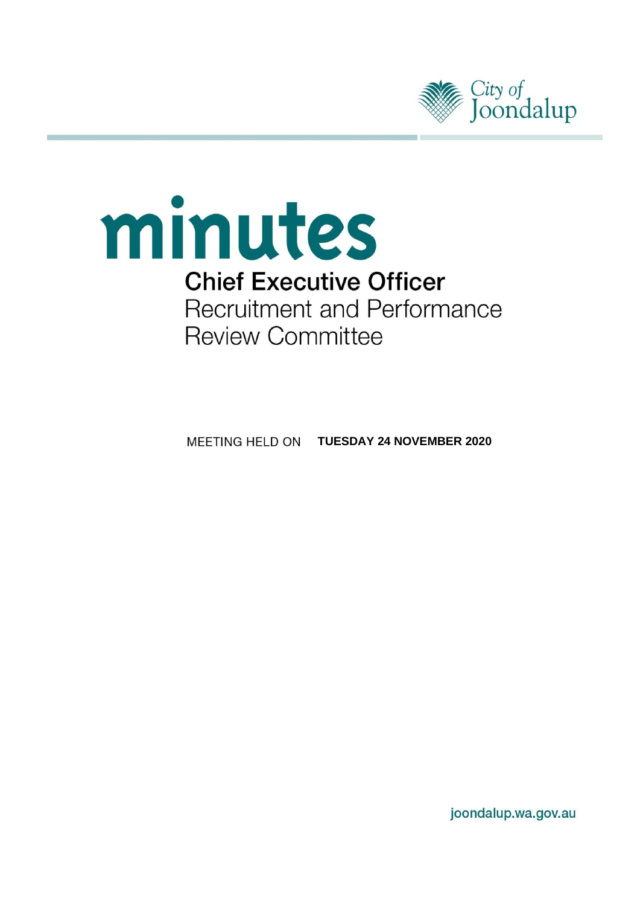City of Joondalup

# minutes

## Chief Executive Officer Recruitment and Performance Review Committee

MEETING HELD ON **TUESDAY 24 NOVEMBER 2020**

joondalup.wa.gov.au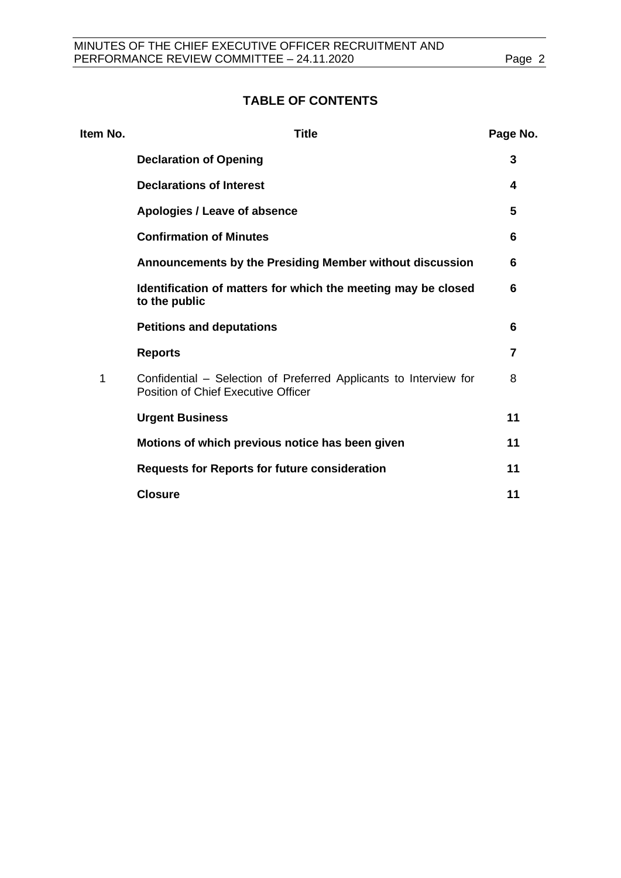## TABLE OF CONTENTS

| Item No. | Title | Page No. |
|---|---|---|
| | **Declaration of Opening** | **3** |
| | **Declarations of Interest** | **4** |
| | **Apologies / Leave of absence** | **5** |
| | **Confirmation of Minutes** | **6** |
| | **Announcements by the Presiding Member without discussion** | **6** |
| | **Identification of matters for which the meeting may be closed to the public** | **6** |
| | **Petitions and deputations** | **6** |
| | **Reports** | **7** |
| 1 | Confidential – Selection of Preferred Applicants to Interview for Position of Chief Executive Officer | 8 |
| | **Urgent Business** | **11** |
| | **Motions of which previous notice has been given** | **11** |
| | **Requests for Reports for future consideration** | **11** |
| | **Closure** | **11** |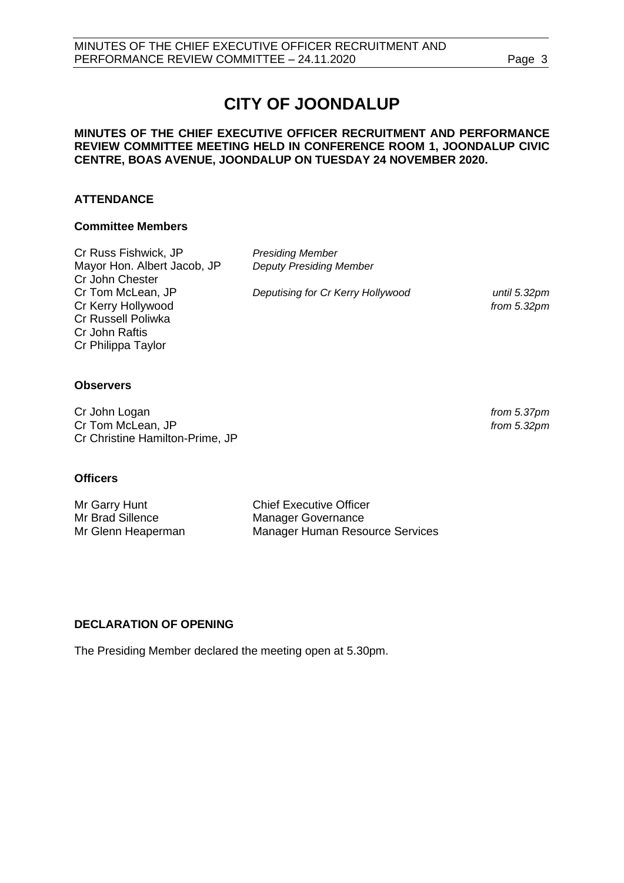# CITY OF JOONDALUP

**MINUTES OF THE CHIEF EXECUTIVE OFFICER RECRUITMENT AND PERFORMANCE REVIEW COMMITTEE MEETING HELD IN CONFERENCE ROOM 1, JOONDALUP CIVIC CENTRE, BOAS AVENUE, JOONDALUP ON TUESDAY 24 NOVEMBER 2020.**

## ATTENDANCE

### Committee Members

| | | |
|---|---|---|
| Cr Russ Fishwick, JP | *Presiding Member* | |
| Mayor Hon. Albert Jacob, JP | *Deputy Presiding Member* | |
| Cr John Chester | | |
| Cr Tom McLean, JP | *Deputising for Cr Kerry Hollywood* | *until 5.32pm* |
| Cr Kerry Hollywood | | *from 5.32pm* |
| Cr Russell Poliwka | | |
| Cr John Raftis | | |
| Cr Philippa Taylor | | |

### Observers

| | |
|---|---|
| Cr John Logan | *from 5.37pm* |
| Cr Tom McLean, JP | *from 5.32pm* |
| Cr Christine Hamilton-Prime, JP | |

### Officers

| | |
|---|---|
| Mr Garry Hunt | Chief Executive Officer |
| Mr Brad Sillence | Manager Governance |
| Mr Glenn Heaperman | Manager Human Resource Services |

## DECLARATION OF OPENING

The Presiding Member declared the meeting open at 5.30pm.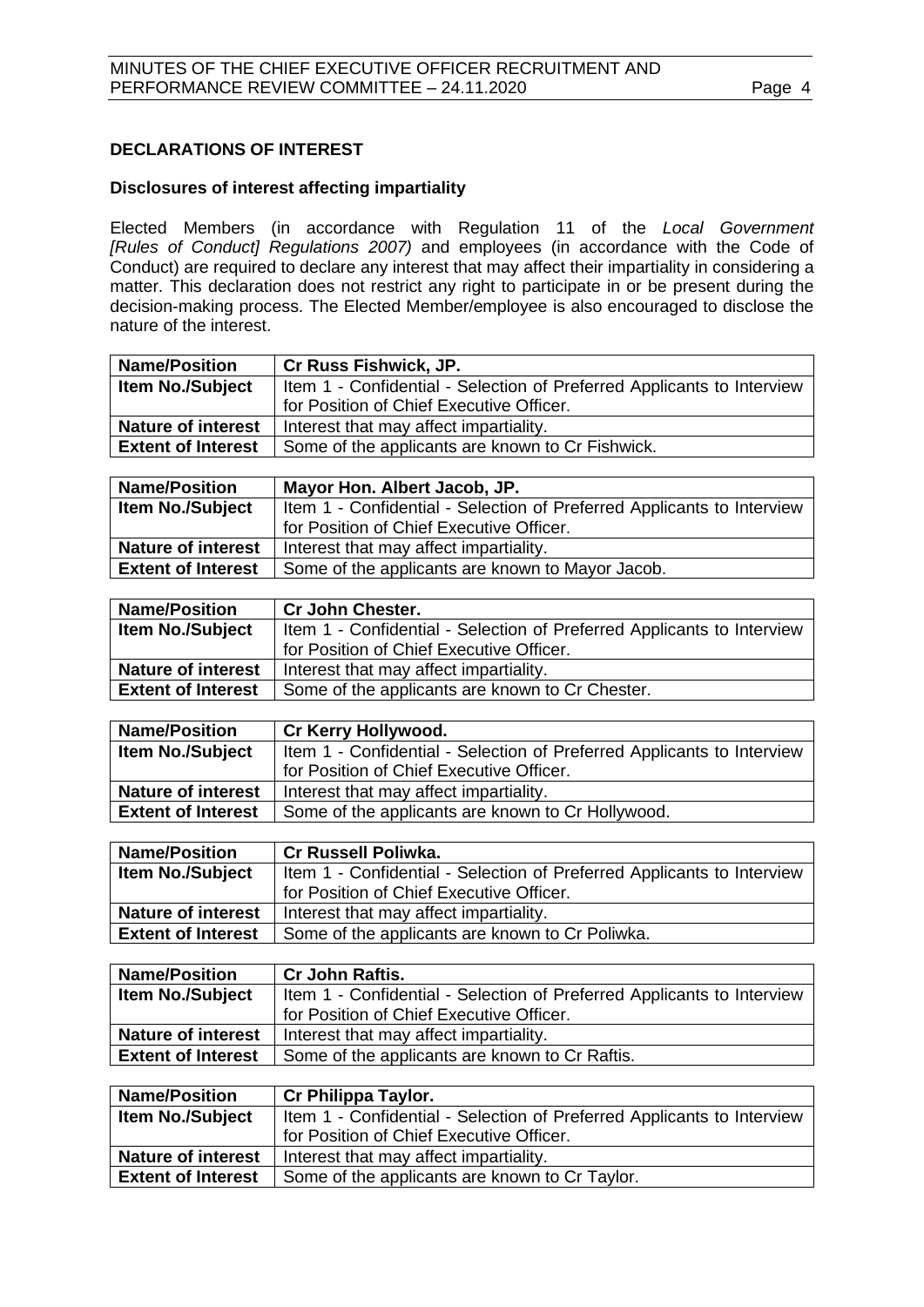## DECLARATIONS OF INTEREST

### Disclosures of interest affecting impartiality

Elected Members (in accordance with Regulation 11 of the *Local Government [Rules of Conduct] Regulations 2007)* and employees (in accordance with the Code of Conduct) are required to declare any interest that may affect their impartiality in considering a matter. This declaration does not restrict any right to participate in or be present during the decision-making process. The Elected Member/employee is also encouraged to disclose the nature of the interest.

| **Name/Position** | **Cr Russ Fishwick, JP.** |
| --- | --- |
| **Item No./Subject** | Item 1 - Confidential - Selection of Preferred Applicants to Interview for Position of Chief Executive Officer. |
| **Nature of interest** | Interest that may affect impartiality. |
| **Extent of Interest** | Some of the applicants are known to Cr Fishwick. |

| **Name/Position** | **Mayor Hon. Albert Jacob, JP.** |
| --- | --- |
| **Item No./Subject** | Item 1 - Confidential - Selection of Preferred Applicants to Interview for Position of Chief Executive Officer. |
| **Nature of interest** | Interest that may affect impartiality. |
| **Extent of Interest** | Some of the applicants are known to Mayor Jacob. |

| **Name/Position** | **Cr John Chester.** |
| --- | --- |
| **Item No./Subject** | Item 1 - Confidential - Selection of Preferred Applicants to Interview for Position of Chief Executive Officer. |
| **Nature of interest** | Interest that may affect impartiality. |
| **Extent of Interest** | Some of the applicants are known to Cr Chester. |

| **Name/Position** | **Cr Kerry Hollywood.** |
| --- | --- |
| **Item No./Subject** | Item 1 - Confidential - Selection of Preferred Applicants to Interview for Position of Chief Executive Officer. |
| **Nature of interest** | Interest that may affect impartiality. |
| **Extent of Interest** | Some of the applicants are known to Cr Hollywood. |

| **Name/Position** | **Cr Russell Poliwka.** |
| --- | --- |
| **Item No./Subject** | Item 1 - Confidential - Selection of Preferred Applicants to Interview for Position of Chief Executive Officer. |
| **Nature of interest** | Interest that may affect impartiality. |
| **Extent of Interest** | Some of the applicants are known to Cr Poliwka. |

| **Name/Position** | **Cr John Raftis.** |
| --- | --- |
| **Item No./Subject** | Item 1 - Confidential - Selection of Preferred Applicants to Interview for Position of Chief Executive Officer. |
| **Nature of interest** | Interest that may affect impartiality. |
| **Extent of Interest** | Some of the applicants are known to Cr Raftis. |

| **Name/Position** | **Cr Philippa Taylor.** |
| --- | --- |
| **Item No./Subject** | Item 1 - Confidential - Selection of Preferred Applicants to Interview for Position of Chief Executive Officer. |
| **Nature of interest** | Interest that may affect impartiality. |
| **Extent of Interest** | Some of the applicants are known to Cr Taylor. |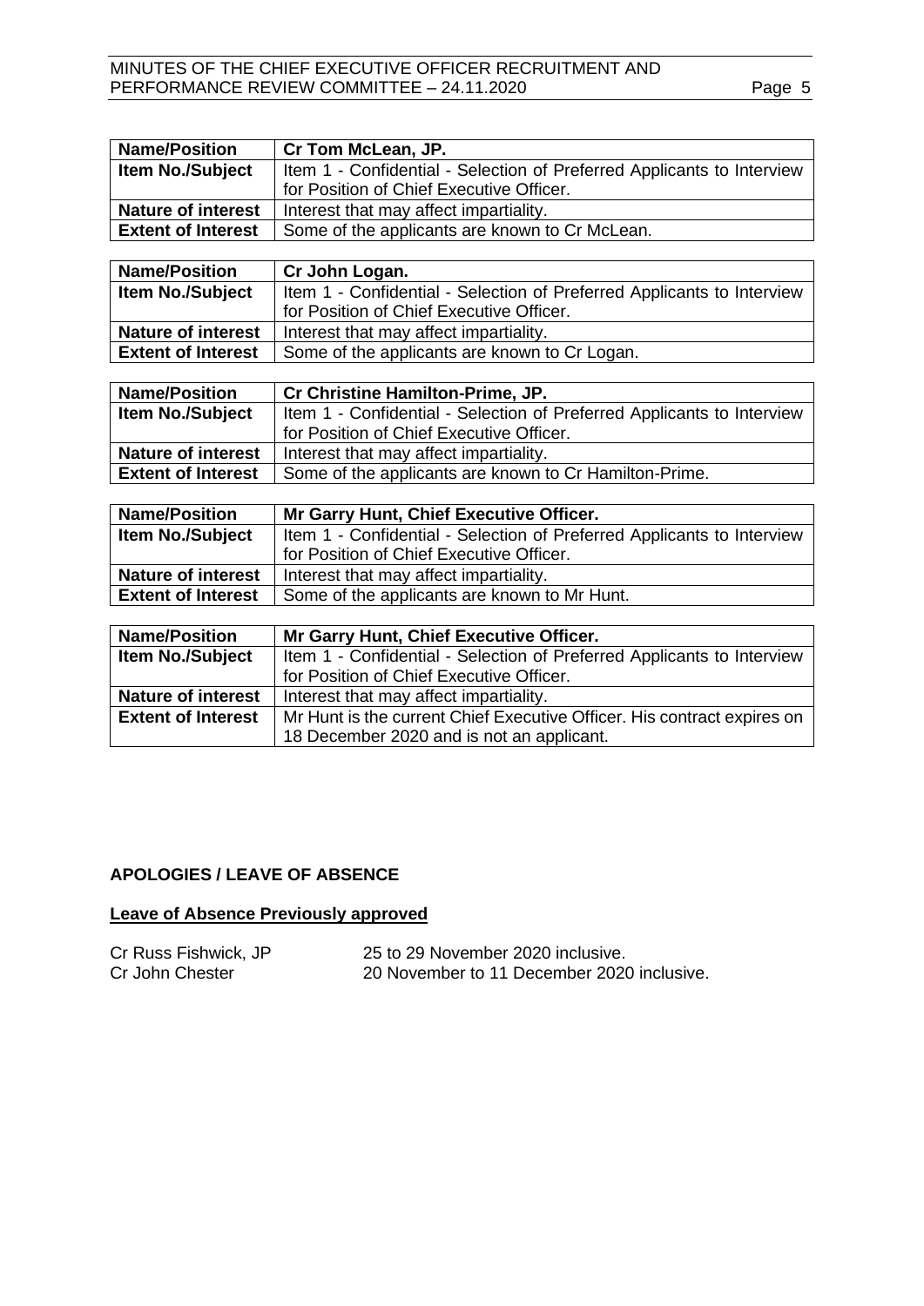| | |
|---|---|
| **Name/Position** | **Cr Tom McLean, JP.** |
| **Item No./Subject** | Item 1 - Confidential - Selection of Preferred Applicants to Interview for Position of Chief Executive Officer. |
| **Nature of interest** | Interest that may affect impartiality. |
| **Extent of Interest** | Some of the applicants are known to Cr McLean. |

| | |
|---|---|
| **Name/Position** | **Cr John Logan.** |
| **Item No./Subject** | Item 1 - Confidential - Selection of Preferred Applicants to Interview for Position of Chief Executive Officer. |
| **Nature of interest** | Interest that may affect impartiality. |
| **Extent of Interest** | Some of the applicants are known to Cr Logan. |

| | |
|---|---|
| **Name/Position** | **Cr Christine Hamilton-Prime, JP.** |
| **Item No./Subject** | Item 1 - Confidential - Selection of Preferred Applicants to Interview for Position of Chief Executive Officer. |
| **Nature of interest** | Interest that may affect impartiality. |
| **Extent of Interest** | Some of the applicants are known to Cr Hamilton-Prime. |

| | |
|---|---|
| **Name/Position** | **Mr Garry Hunt, Chief Executive Officer.** |
| **Item No./Subject** | Item 1 - Confidential - Selection of Preferred Applicants to Interview for Position of Chief Executive Officer. |
| **Nature of interest** | Interest that may affect impartiality. |
| **Extent of Interest** | Some of the applicants are known to Mr Hunt. |

| | |
|---|---|
| **Name/Position** | **Mr Garry Hunt, Chief Executive Officer.** |
| **Item No./Subject** | Item 1 - Confidential - Selection of Preferred Applicants to Interview for Position of Chief Executive Officer. |
| **Nature of interest** | Interest that may affect impartiality. |
| **Extent of Interest** | Mr Hunt is the current Chief Executive Officer. His contract expires on 18 December 2020 and is not an applicant. |

## APOLOGIES / LEAVE OF ABSENCE

### Leave of Absence Previously approved

Cr Russ Fishwick, JP — 25 to 29 November 2020 inclusive.
Cr John Chester — 20 November to 11 December 2020 inclusive.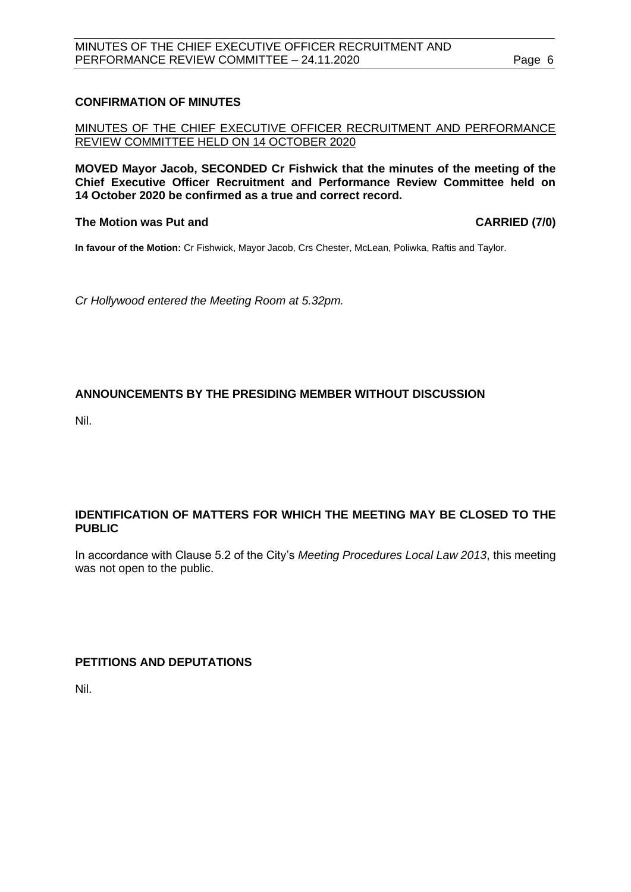## CONFIRMATION OF MINUTES

MINUTES OF THE CHIEF EXECUTIVE OFFICER RECRUITMENT AND PERFORMANCE REVIEW COMMITTEE HELD ON 14 OCTOBER 2020

**MOVED Mayor Jacob, SECONDED Cr Fishwick that the minutes of the meeting of the Chief Executive Officer Recruitment and Performance Review Committee held on 14 October 2020 be confirmed as a true and correct record.**

**The Motion was Put and CARRIED (7/0)**

**In favour of the Motion:** Cr Fishwick, Mayor Jacob, Crs Chester, McLean, Poliwka, Raftis and Taylor.

*Cr Hollywood entered the Meeting Room at 5.32pm.*

## ANNOUNCEMENTS BY THE PRESIDING MEMBER WITHOUT DISCUSSION

Nil.

## IDENTIFICATION OF MATTERS FOR WHICH THE MEETING MAY BE CLOSED TO THE PUBLIC

In accordance with Clause 5.2 of the City's *Meeting Procedures Local Law 2013*, this meeting was not open to the public.

## PETITIONS AND DEPUTATIONS

Nil.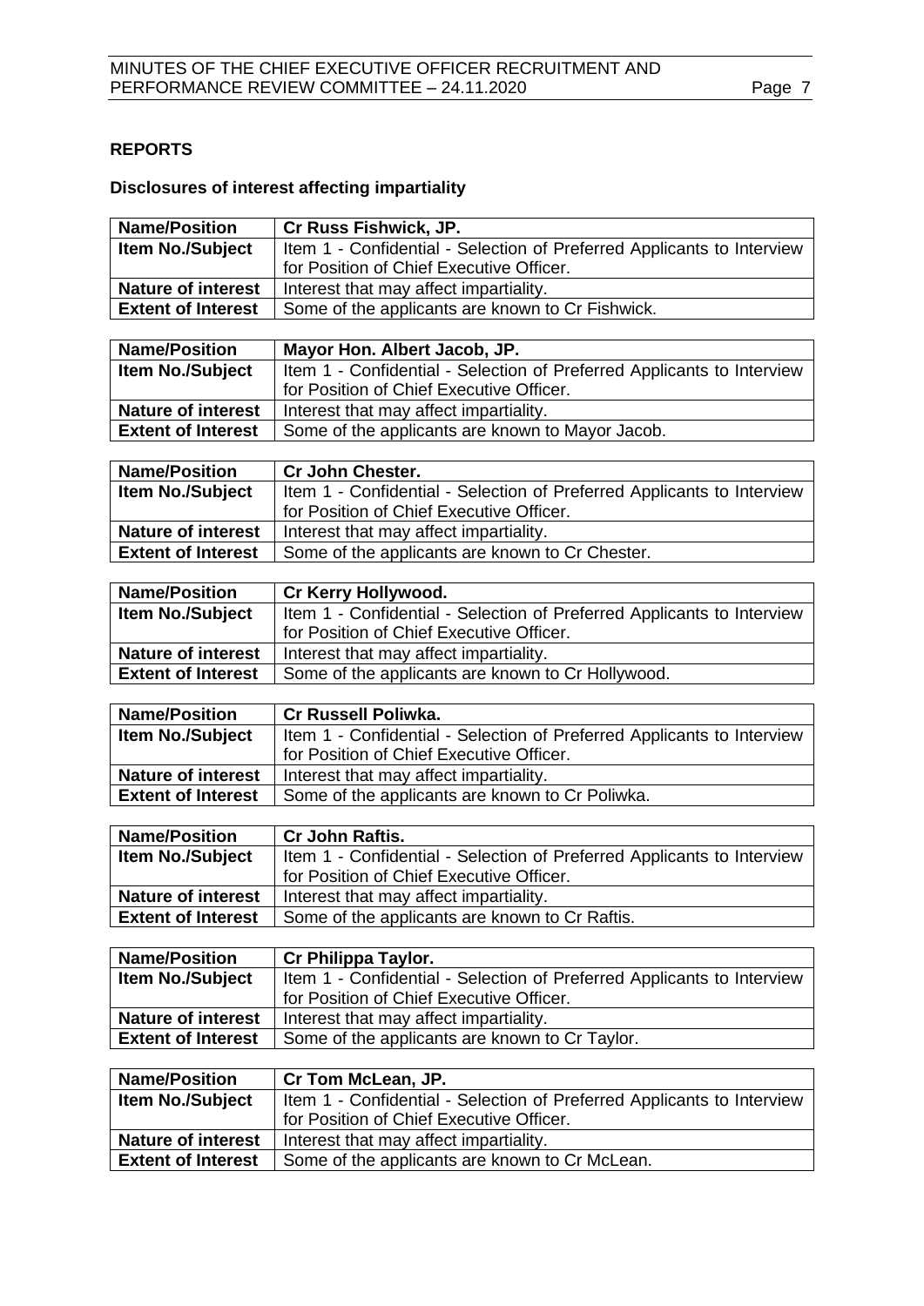## REPORTS

### Disclosures of interest affecting impartiality

| **Name/Position** | **Cr Russ Fishwick, JP.** |
|---|---|
| **Item No./Subject** | Item 1 - Confidential - Selection of Preferred Applicants to Interview for Position of Chief Executive Officer. |
| **Nature of interest** | Interest that may affect impartiality. |
| **Extent of Interest** | Some of the applicants are known to Cr Fishwick. |

| **Name/Position** | **Mayor Hon. Albert Jacob, JP.** |
|---|---|
| **Item No./Subject** | Item 1 - Confidential - Selection of Preferred Applicants to Interview for Position of Chief Executive Officer. |
| **Nature of interest** | Interest that may affect impartiality. |
| **Extent of Interest** | Some of the applicants are known to Mayor Jacob. |

| **Name/Position** | **Cr John Chester.** |
|---|---|
| **Item No./Subject** | Item 1 - Confidential - Selection of Preferred Applicants to Interview for Position of Chief Executive Officer. |
| **Nature of interest** | Interest that may affect impartiality. |
| **Extent of Interest** | Some of the applicants are known to Cr Chester. |

| **Name/Position** | **Cr Kerry Hollywood.** |
|---|---|
| **Item No./Subject** | Item 1 - Confidential - Selection of Preferred Applicants to Interview for Position of Chief Executive Officer. |
| **Nature of interest** | Interest that may affect impartiality. |
| **Extent of Interest** | Some of the applicants are known to Cr Hollywood. |

| **Name/Position** | **Cr Russell Poliwka.** |
|---|---|
| **Item No./Subject** | Item 1 - Confidential - Selection of Preferred Applicants to Interview for Position of Chief Executive Officer. |
| **Nature of interest** | Interest that may affect impartiality. |
| **Extent of Interest** | Some of the applicants are known to Cr Poliwka. |

| **Name/Position** | **Cr John Raftis.** |
|---|---|
| **Item No./Subject** | Item 1 - Confidential - Selection of Preferred Applicants to Interview for Position of Chief Executive Officer. |
| **Nature of interest** | Interest that may affect impartiality. |
| **Extent of Interest** | Some of the applicants are known to Cr Raftis. |

| **Name/Position** | **Cr Philippa Taylor.** |
|---|---|
| **Item No./Subject** | Item 1 - Confidential - Selection of Preferred Applicants to Interview for Position of Chief Executive Officer. |
| **Nature of interest** | Interest that may affect impartiality. |
| **Extent of Interest** | Some of the applicants are known to Cr Taylor. |

| **Name/Position** | **Cr Tom McLean, JP.** |
|---|---|
| **Item No./Subject** | Item 1 - Confidential - Selection of Preferred Applicants to Interview for Position of Chief Executive Officer. |
| **Nature of interest** | Interest that may affect impartiality. |
| **Extent of Interest** | Some of the applicants are known to Cr McLean. |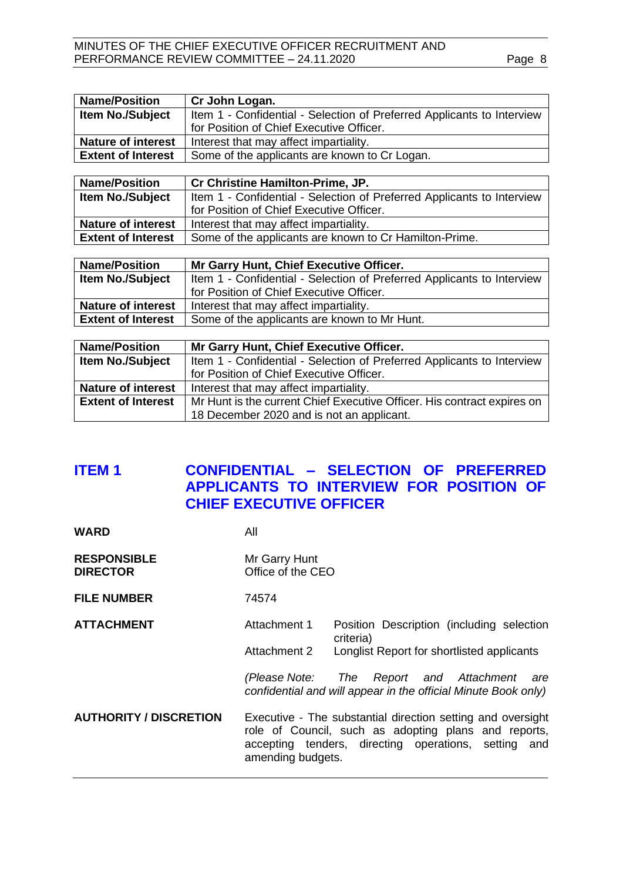| Name/Position | Cr John Logan. |
|---|---|
| Item No./Subject | Item 1 - Confidential - Selection of Preferred Applicants to Interview for Position of Chief Executive Officer. |
| Nature of interest | Interest that may affect impartiality. |
| Extent of Interest | Some of the applicants are known to Cr Logan. |

| Name/Position | Cr Christine Hamilton-Prime, JP. |
|---|---|
| Item No./Subject | Item 1 - Confidential - Selection of Preferred Applicants to Interview for Position of Chief Executive Officer. |
| Nature of interest | Interest that may affect impartiality. |
| Extent of Interest | Some of the applicants are known to Cr Hamilton-Prime. |

| Name/Position | Mr Garry Hunt, Chief Executive Officer. |
|---|---|
| Item No./Subject | Item 1 - Confidential - Selection of Preferred Applicants to Interview for Position of Chief Executive Officer. |
| Nature of interest | Interest that may affect impartiality. |
| Extent of Interest | Some of the applicants are known to Mr Hunt. |

| Name/Position | Mr Garry Hunt, Chief Executive Officer. |
|---|---|
| Item No./Subject | Item 1 - Confidential - Selection of Preferred Applicants to Interview for Position of Chief Executive Officer. |
| Nature of interest | Interest that may affect impartiality. |
| Extent of Interest | Mr Hunt is the current Chief Executive Officer. His contract expires on 18 December 2020 and is not an applicant. |

## ITEM 1 CONFIDENTIAL – SELECTION OF PREFERRED APPLICANTS TO INTERVIEW FOR POSITION OF CHIEF EXECUTIVE OFFICER

**WARD** All

**RESPONSIBLE DIRECTOR** Mr Garry Hunt
Office of the CEO

**FILE NUMBER** 74574

**ATTACHMENT**
Attachment 1 Position Description (including selection criteria)
Attachment 2 Longlist Report for shortlisted applicants

*(Please Note: The Report and Attachment are confidential and will appear in the official Minute Book only)*

**AUTHORITY / DISCRETION** Executive - The substantial direction setting and oversight role of Council, such as adopting plans and reports, accepting tenders, directing operations, setting and amending budgets.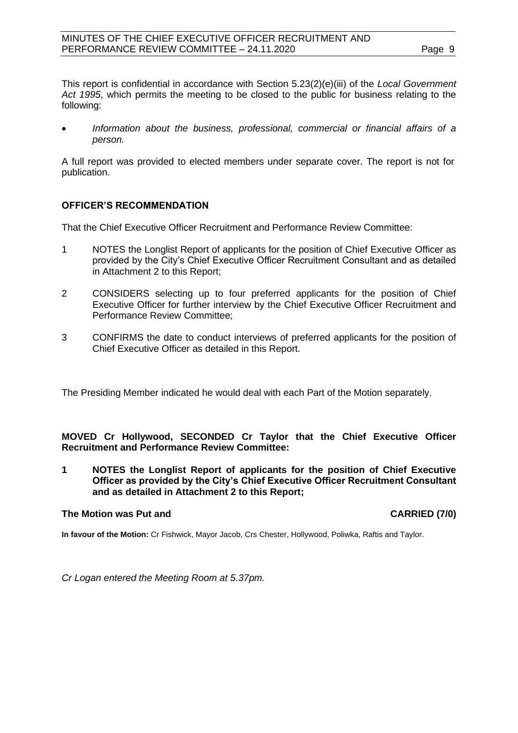This report is confidential in accordance with Section 5.23(2)(e)(iii) of the *Local Government Act 1995*, which permits the meeting to be closed to the public for business relating to the following:

- *Information about the business, professional, commercial or financial affairs of a person.*

A full report was provided to elected members under separate cover. The report is not for publication.

**OFFICER'S RECOMMENDATION**

That the Chief Executive Officer Recruitment and Performance Review Committee:

1 NOTES the Longlist Report of applicants for the position of Chief Executive Officer as provided by the City's Chief Executive Officer Recruitment Consultant and as detailed in Attachment 2 to this Report;

2 CONSIDERS selecting up to four preferred applicants for the position of Chief Executive Officer for further interview by the Chief Executive Officer Recruitment and Performance Review Committee;

3 CONFIRMS the date to conduct interviews of preferred applicants for the position of Chief Executive Officer as detailed in this Report.

The Presiding Member indicated he would deal with each Part of the Motion separately.

**MOVED Cr Hollywood, SECONDED Cr Taylor that the Chief Executive Officer Recruitment and Performance Review Committee:**

**1 NOTES the Longlist Report of applicants for the position of Chief Executive Officer as provided by the City's Chief Executive Officer Recruitment Consultant and as detailed in Attachment 2 to this Report;**

**The Motion was Put and CARRIED (7/0)**

**In favour of the Motion:** Cr Fishwick, Mayor Jacob, Crs Chester, Hollywood, Poliwka, Raftis and Taylor.

*Cr Logan entered the Meeting Room at 5.37pm.*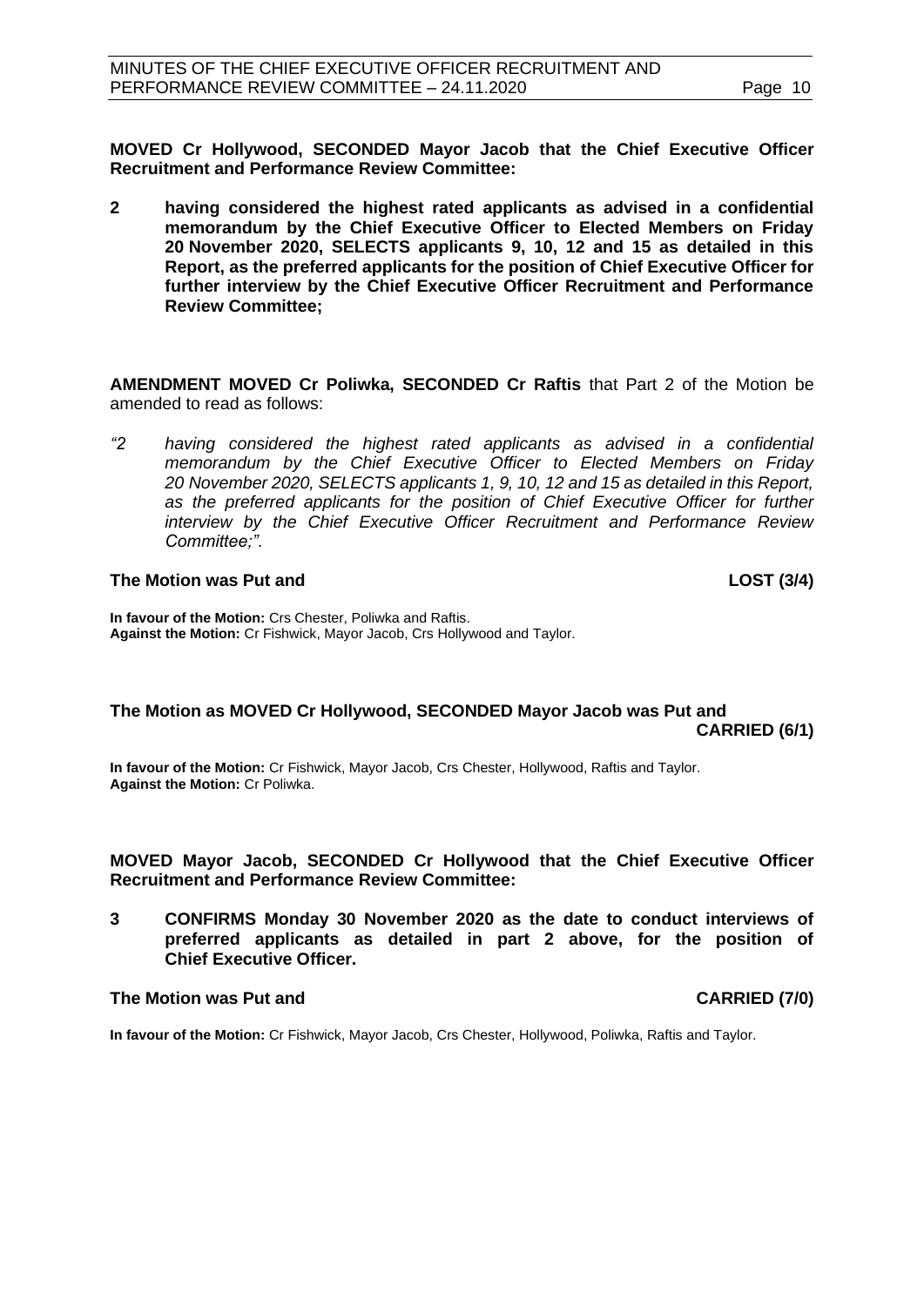**MOVED Cr Hollywood, SECONDED Mayor Jacob that the Chief Executive Officer Recruitment and Performance Review Committee:**

**2 having considered the highest rated applicants as advised in a confidential memorandum by the Chief Executive Officer to Elected Members on Friday 20 November 2020, SELECTS applicants 9, 10, 12 and 15 as detailed in this Report, as the preferred applicants for the position of Chief Executive Officer for further interview by the Chief Executive Officer Recruitment and Performance Review Committee;**

**AMENDMENT MOVED Cr Poliwka, SECONDED Cr Raftis** that Part 2 of the Motion be amended to read as follows:

*"2 having considered the highest rated applicants as advised in a confidential memorandum by the Chief Executive Officer to Elected Members on Friday 20 November 2020, SELECTS applicants 1, 9, 10, 12 and 15 as detailed in this Report, as the preferred applicants for the position of Chief Executive Officer for further interview by the Chief Executive Officer Recruitment and Performance Review Committee;".*

**The Motion was Put and LOST (3/4)**

**In favour of the Motion:** Crs Chester, Poliwka and Raftis.
**Against the Motion:** Cr Fishwick, Mayor Jacob, Crs Hollywood and Taylor.

**The Motion as MOVED Cr Hollywood, SECONDED Mayor Jacob was Put and CARRIED (6/1)**

**In favour of the Motion:** Cr Fishwick, Mayor Jacob, Crs Chester, Hollywood, Raftis and Taylor.
**Against the Motion:** Cr Poliwka.

**MOVED Mayor Jacob, SECONDED Cr Hollywood that the Chief Executive Officer Recruitment and Performance Review Committee:**

**3 CONFIRMS Monday 30 November 2020 as the date to conduct interviews of preferred applicants as detailed in part 2 above, for the position of Chief Executive Officer.**

**The Motion was Put and CARRIED (7/0)**

**In favour of the Motion:** Cr Fishwick, Mayor Jacob, Crs Chester, Hollywood, Poliwka, Raftis and Taylor.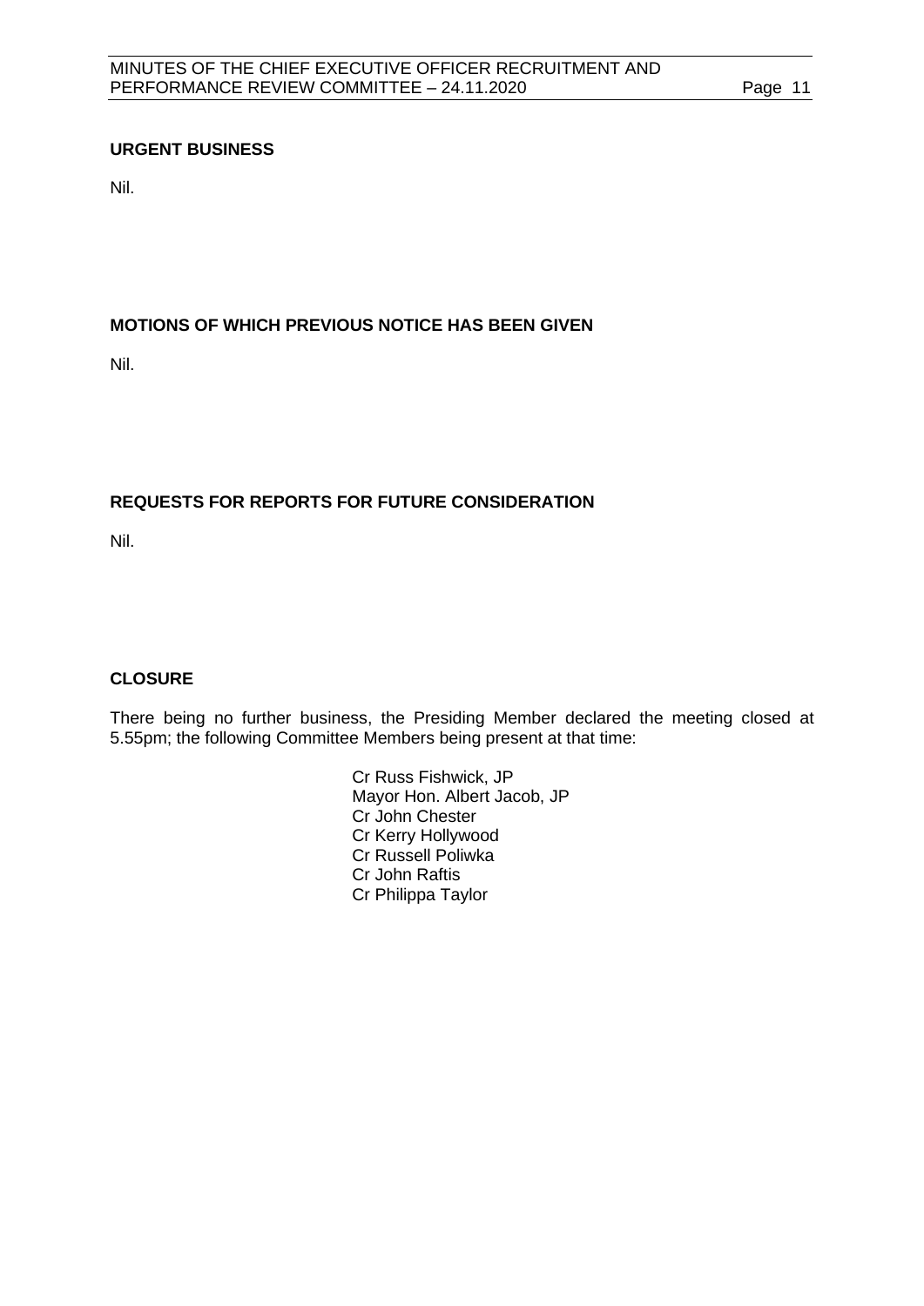**URGENT BUSINESS**

Nil.

**MOTIONS OF WHICH PREVIOUS NOTICE HAS BEEN GIVEN**

Nil.

**REQUESTS FOR REPORTS FOR FUTURE CONSIDERATION**

Nil.

**CLOSURE**

There being no further business, the Presiding Member declared the meeting closed at 5.55pm; the following Committee Members being present at that time:

Cr Russ Fishwick, JP
Mayor Hon. Albert Jacob, JP
Cr John Chester
Cr Kerry Hollywood
Cr Russell Poliwka
Cr John Raftis
Cr Philippa Taylor